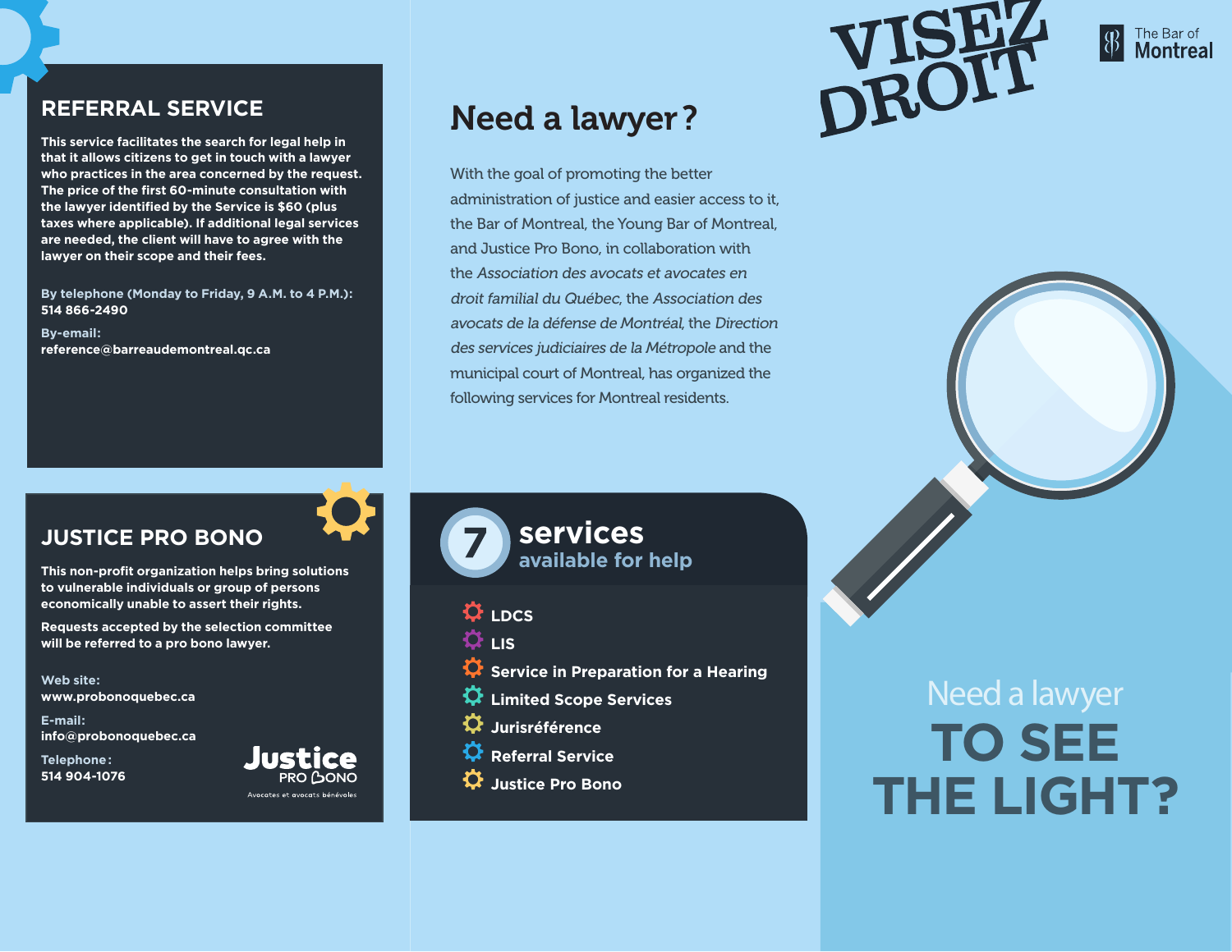## REFERRAL SERVICE

**This service facilitates the search for legal help in that it allows citizens to get in touch with a lawyer who practices in the area concerned by the request. The price of the first 60-minute consultation with the lawyer identified by the Service is $60 (plus taxes where applicable). If additional legal services are needed, the client will have to agree with the lawyer on their scope and their fees.**

**By telephone (Monday to Friday, 9 A.M. to 4 P.M.):**
**514 866-2490**

**By-email:**
**reference@barreaudemontreal.qc.ca**

## JUSTICE PRO BONO

**This non-profit organization helps bring solutions to vulnerable individuals or group of persons economically unable to assert their rights.**

**Requests accepted by the selection committee will be referred to a pro bono lawyer.**

**Web site:**
**www.probonoquebec.ca**

**E-mail:**
**info@probonoquebec.ca**

**Telephone:**
**514 904-1076**

Justice PRO BONO
Avocates et avocats bénévoles

# Need a lawyer?

With the goal of promoting the better administration of justice and easier access to it, the Bar of Montreal, the Young Bar of Montreal, and Justice Pro Bono, in collaboration with the *Association des avocats et avocates en droit familial du Québec*, the *Association des avocats de la défense de Montréal*, the *Direction des services judiciaires de la Métropole* and the municipal court of Montreal, has organized the following services for Montreal residents.

## 7 services available for help

- **LDCS**
- **LIS**
- **Service in Preparation for a Hearing**
- **Limited Scope Services**
- **Jurisréférence**
- **Referral Service**
- **Justice Pro Bono**

VISEZ DROIT

The Bar of Montreal

Need a lawyer **TO SEE THE LIGHT?**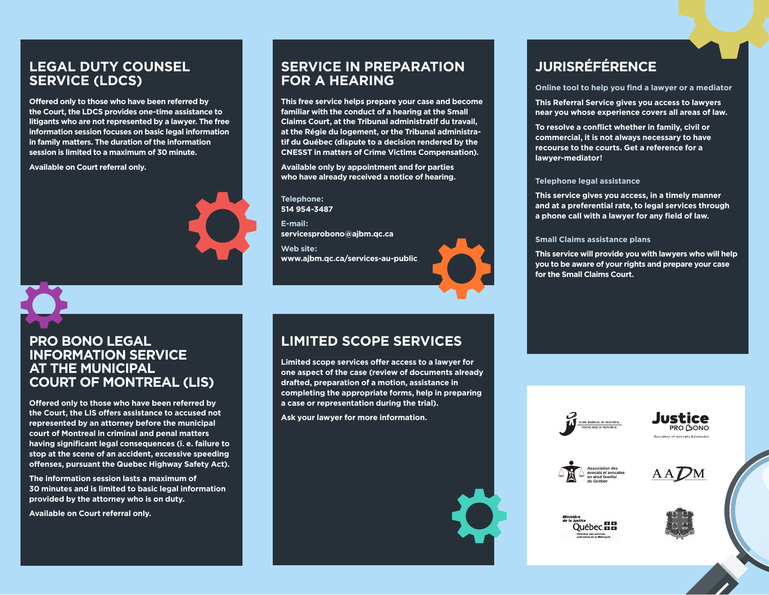## LEGAL DUTY COUNSEL SERVICE (LDCS)

Offered only to those who have been referred by the Court, the LDCS provides one-time assistance to litigants who are not represented by a lawyer. The free information session focuses on basic legal information in family matters. The duration of the information session is limited to a maximum of 30 minute.

Available on Court referral only.

## PRO BONO LEGAL INFORMATION SERVICE AT THE MUNICIPAL COURT OF MONTREAL (LIS)

Offered only to those who have been referred by the Court, the LIS offers assistance to accused not represented by an attorney before the municipal court of Montreal in criminal and penal matters having significant legal consequences (i. e. failure to stop at the scene of an accident, excessive speeding offenses, pursuant the Quebec Highway Safety Act).

The information session lasts a maximum of 30 minutes and is limited to basic legal information provided by the attorney who is on duty.

Available on Court referral only.

## SERVICE IN PREPARATION FOR A HEARING

This free service helps prepare your case and become familiar with the conduct of a hearing at the Small Claims Court, at the Tribunal administratif du travail, at the Régie du logement, or the Tribunal administratif du Québec (dispute to a decision rendered by the CNESST in matters of Crime Victims Compensation).

Available only by appointment and for parties who have already received a notice of hearing.

**Telephone:**
514 954-3487

**E-mail:**
servicesprobono@ajbm.qc.ca

**Web site:**
www.ajbm.qc.ca/services-au-public

## LIMITED SCOPE SERVICES

Limited scope services offer access to a lawyer for one aspect of the case (review of documents already drafted, preparation of a motion, assistance in completing the appropriate forms, help in preparing a case or representation during the trial).

Ask your lawyer for more information.

## JURISRÉFÉRENCE

### Online tool to help you find a lawyer or a mediator

This Referral Service gives you access to lawyers near you whose experience covers all areas of law.

To resolve a conflict whether in family, civil or commercial, it is not always necessary to have recourse to the courts. Get a reference for a lawyer-mediator!

### Telephone legal assistance

This service gives you access, in a timely manner and at a preferential rate, to legal services through a phone call with a lawyer for any field of law.

### Small Claims assistance plans

This service will provide you with lawyers who will help you to be aware of your rights and prepare your case for the Small Claims Court.

Jeune Barreau de Montréal – Young Bar of Montreal

Justice Pro Bono – Avocates et avocats bénévoles

Association des avocats et avocates en droit familial du Québec

AADM

Ministère de la Justice Québec – Direction des services judiciaires de la Métropole